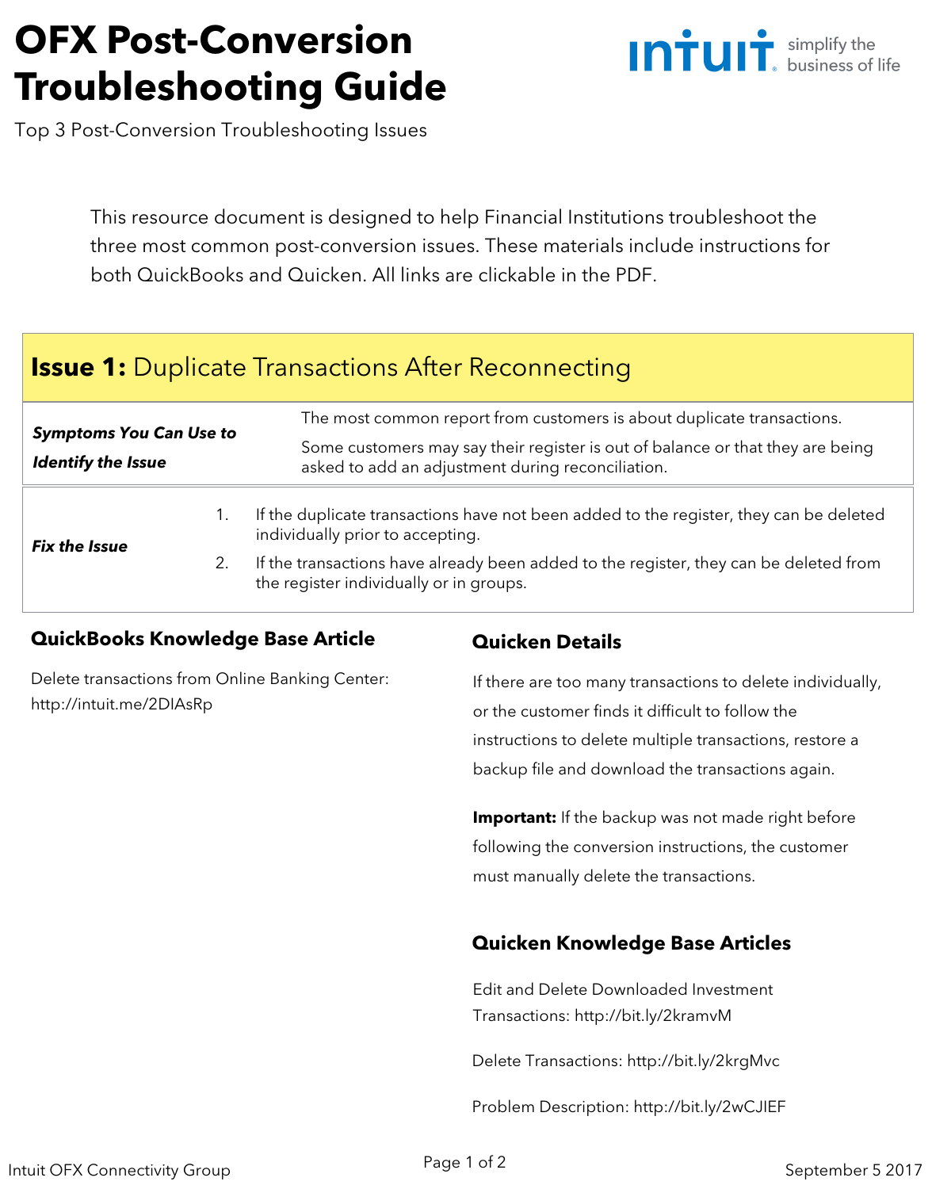# OFX Post-Conversion Troubleshooting Guide

Top 3 Post-Conversion Troubleshooting Issues

This resource document is designed to help Financial Institutions troubleshoot the three most common post-conversion issues. These materials include instructions for both QuickBooks and Quicken. All links are clickable in the PDF.

## **Issue 1:** Duplicate Transactions After Reconnecting

| | |
|---|---|
| ***Symptoms You Can Use to Identify the Issue*** | The most common report from customers is about duplicate transactions. Some customers may say their register is out of balance or that they are being asked to add an adjustment during reconciliation. |
| ***Fix the Issue*** | 1. If the duplicate transactions have not been added to the register, they can be deleted individually prior to accepting. 2. If the transactions have already been added to the register, they can be deleted from the register individually or in groups. |

### QuickBooks Knowledge Base Article

Delete transactions from Online Banking Center: http://intuit.me/2DIAsRp

### Quicken Details

If there are too many transactions to delete individually, or the customer finds it difficult to follow the instructions to delete multiple transactions, restore a backup file and download the transactions again.

**Important:** If the backup was not made right before following the conversion instructions, the customer must manually delete the transactions.

### Quicken Knowledge Base Articles

Edit and Delete Downloaded Investment Transactions: http://bit.ly/2kramvM

Delete Transactions: http://bit.ly/2krgMvc

Problem Description: http://bit.ly/2wCJIEF

Intuit OFX Connectivity Group

September 5 2017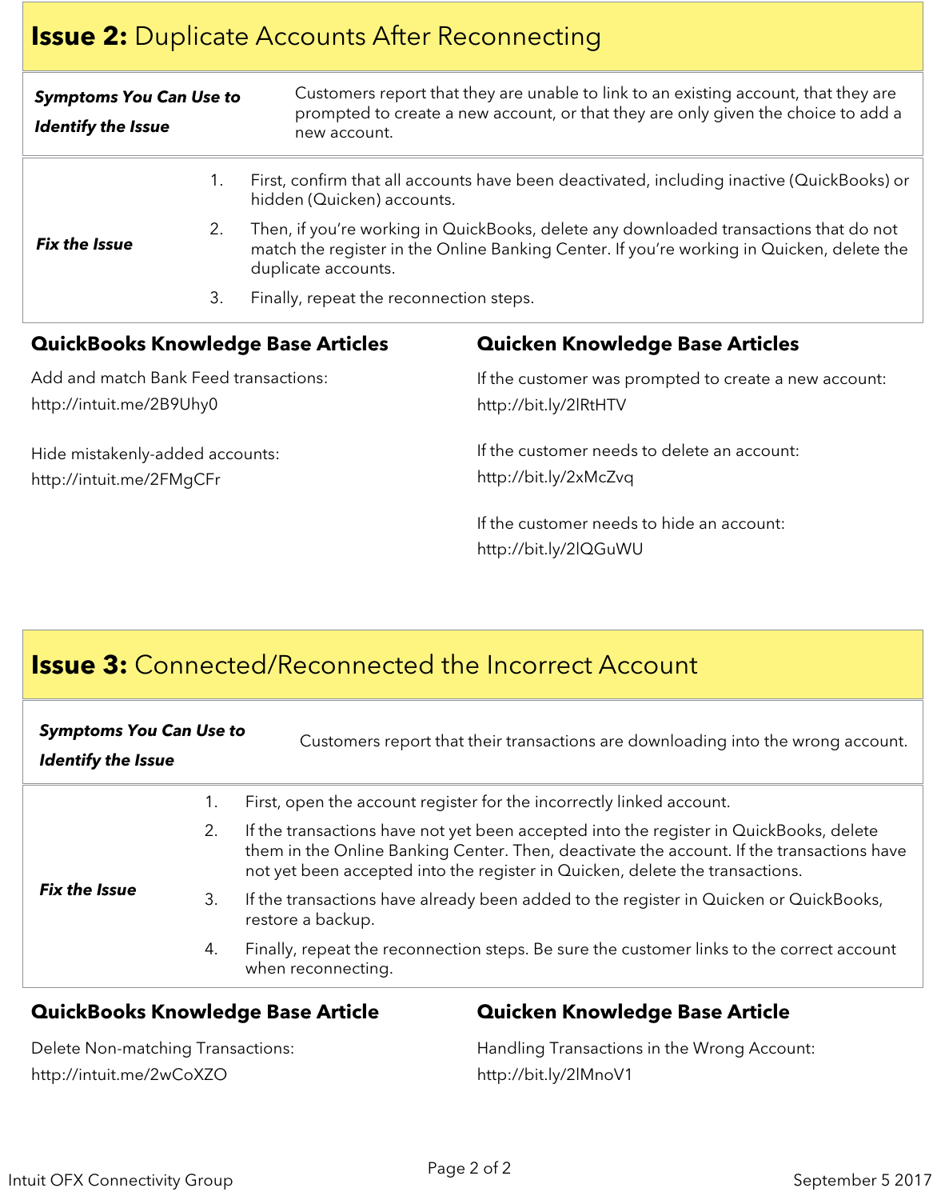## **Issue 2:** Duplicate Accounts After Reconnecting

| | |
|---|---|
| ***Symptoms You Can Use to Identify the Issue*** | Customers report that they are unable to link to an existing account, that they are prompted to create a new account, or that they are only given the choice to add a new account. |
| ***Fix the Issue*** | 1. First, confirm that all accounts have been deactivated, including inactive (QuickBooks) or hidden (Quicken) accounts.<br>2. Then, if you're working in QuickBooks, delete any downloaded transactions that do not match the register in the Online Banking Center. If you're working in Quicken, delete the duplicate accounts.<br>3. Finally, repeat the reconnection steps. |

### QuickBooks Knowledge Base Articles

Add and match Bank Feed transactions:
http://intuit.me/2B9Uhy0

Hide mistakenly-added accounts:
http://intuit.me/2FMgCFr

### Quicken Knowledge Base Articles

If the customer was prompted to create a new account:
http://bit.ly/2lRtHTV

If the customer needs to delete an account:
http://bit.ly/2xMcZvq

If the customer needs to hide an account:
http://bit.ly/2lQGuWU

## **Issue 3:** Connected/Reconnected the Incorrect Account

| | |
|---|---|
| ***Symptoms You Can Use to Identify the Issue*** | Customers report that their transactions are downloading into the wrong account. |
| ***Fix the Issue*** | 1. First, open the account register for the incorrectly linked account.<br>2. If the transactions have not yet been accepted into the register in QuickBooks, delete them in the Online Banking Center. Then, deactivate the account. If the transactions have not yet been accepted into the register in Quicken, delete the transactions.<br>3. If the transactions have already been added to the register in Quicken or QuickBooks, restore a backup.<br>4. Finally, repeat the reconnection steps. Be sure the customer links to the correct account when reconnecting. |

### QuickBooks Knowledge Base Article

Delete Non-matching Transactions:
http://intuit.me/2wCoXZO

### Quicken Knowledge Base Article

Handling Transactions in the Wrong Account:
http://bit.ly/2lMnoV1